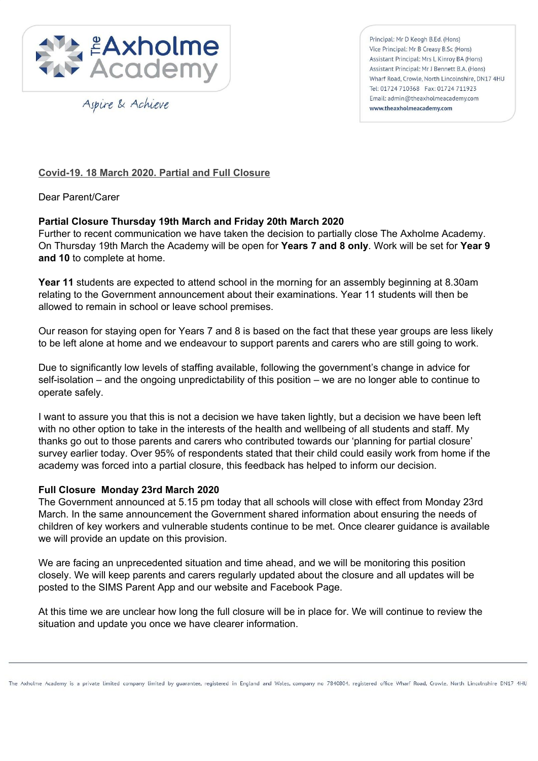The Axholme Academy

*Aspire & Achieve*

Principal: Mr D Keogh B.Ed. (Hons)
Vice Principal: Mr B Creasy B.Sc (Hons)
Assistant Principal: Mrs L Kinroy BA (Hons)
Assistant Principal: Mr J Bennett B.A. (Hons)
Wharf Road, Crowle, North Lincolnshire, DN17 4HU
Tel: 01724 710368 Fax: 01724 711923
Email: admin@theaxholmeacademy.com
www.theaxholmeacademy.com

## Covid-19. 18 March 2020. Partial and Full Closure

Dear Parent/Carer

**Partial Closure Thursday 19th March and Friday 20th March 2020**

Further to recent communication we have taken the decision to partially close The Axholme Academy. On Thursday 19th March the Academy will be open for **Years 7 and 8 only**. Work will be set for **Year 9 and 10** to complete at home.

**Year 11** students are expected to attend school in the morning for an assembly beginning at 8.30am relating to the Government announcement about their examinations. Year 11 students will then be allowed to remain in school or leave school premises.

Our reason for staying open for Years 7 and 8 is based on the fact that these year groups are less likely to be left alone at home and we endeavour to support parents and carers who are still going to work.

Due to significantly low levels of staffing available, following the government's change in advice for self-isolation – and the ongoing unpredictability of this position – we are no longer able to continue to operate safely.

I want to assure you that this is not a decision we have taken lightly, but a decision we have been left with no other option to take in the interests of the health and wellbeing of all students and staff. My thanks go out to those parents and carers who contributed towards our 'planning for partial closure' survey earlier today. Over 95% of respondents stated that their child could easily work from home if the academy was forced into a partial closure, this feedback has helped to inform our decision.

**Full Closure Monday 23rd March 2020**

The Government announced at 5.15 pm today that all schools will close with effect from Monday 23rd March. In the same announcement the Government shared information about ensuring the needs of children of key workers and vulnerable students continue to be met. Once clearer guidance is available we will provide an update on this provision.

We are facing an unprecedented situation and time ahead, and we will be monitoring this position closely. We will keep parents and carers regularly updated about the closure and all updates will be posted to the SIMS Parent App and our website and Facebook Page.

At this time we are unclear how long the full closure will be in place for. We will continue to review the situation and update you once we have clearer information.

The Axholme Academy is a private limited company limited by guarantee, registered in England and Wales, company no 7840804, registered office Wharf Road, Crowle, North Lincolnshire DN17 4HU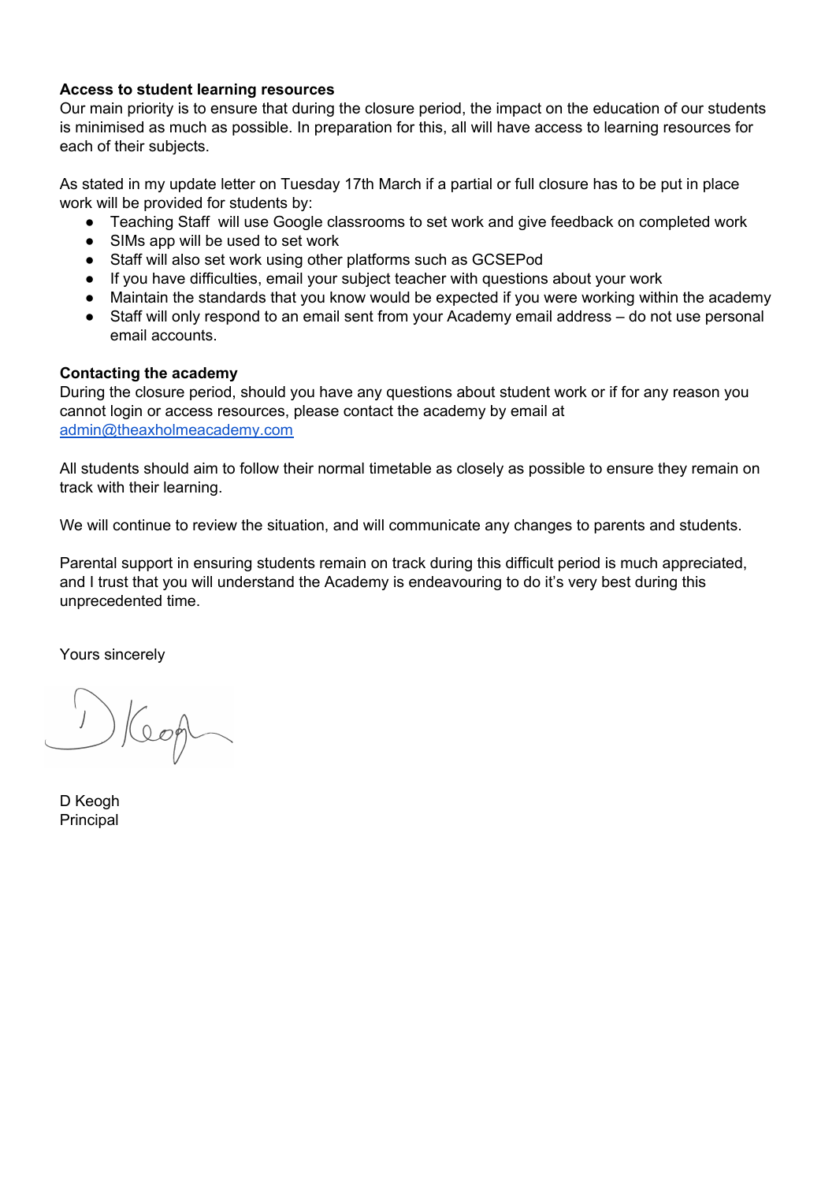**Access to student learning resources**

Our main priority is to ensure that during the closure period, the impact on the education of our students is minimised as much as possible. In preparation for this, all will have access to learning resources for each of their subjects.

As stated in my update letter on Tuesday 17th March if a partial or full closure has to be put in place work will be provided for students by:

- Teaching Staff will use Google classrooms to set work and give feedback on completed work
- SIMs app will be used to set work
- Staff will also set work using other platforms such as GCSEPod
- If you have difficulties, email your subject teacher with questions about your work
- Maintain the standards that you know would be expected if you were working within the academy
- Staff will only respond to an email sent from your Academy email address – do not use personal email accounts.

**Contacting the academy**

During the closure period, should you have any questions about student work or if for any reason you cannot login or access resources, please contact the academy by email at admin@theaxholmeacademy.com

All students should aim to follow their normal timetable as closely as possible to ensure they remain on track with their learning.

We will continue to review the situation, and will communicate any changes to parents and students.

Parental support in ensuring students remain on track during this difficult period is much appreciated, and I trust that you will understand the Academy is endeavouring to do it's very best during this unprecedented time.

Yours sincerely

D Keogh
Principal